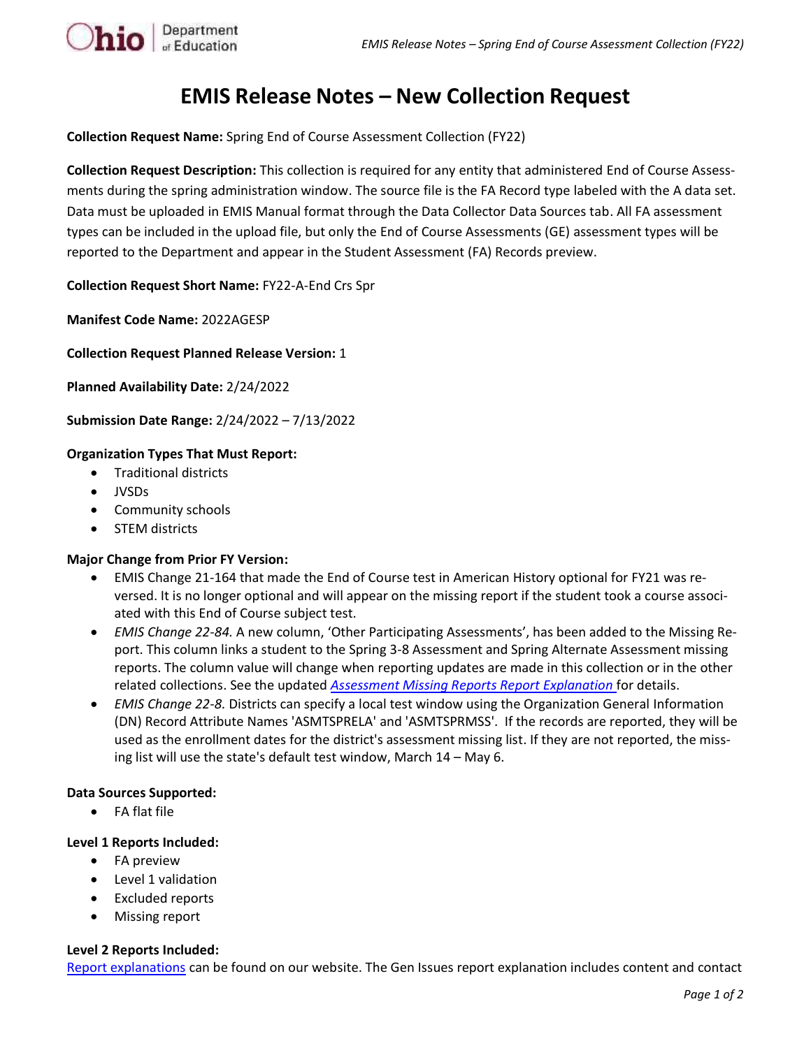// EMIS Release Notes – New Collection Request

**Collection Request Name:** Spring End of Course Assessment Collection (FY22)

**Collection Request Description:** This collection is required for any entity that administered End of Course Assessments during the spring administration window. The source file is the FA Record type labeled with the A data set. Data must be uploaded in EMIS Manual format through the Data Collector Data Sources tab. All FA assessment types can be included in the upload file, but only the End of Course Assessments (GE) assessment types will be reported to the Department and appear in the Student Assessment (FA) Records preview.

**Collection Request Short Name:** FY22-A-End Crs Spr

**Manifest Code Name:** 2022AGESP

**Collection Request Planned Release Version:** 1

**Planned Availability Date:** 2/24/2022

**Submission Date Range:** 2/24/2022 – 7/13/2022

**Organization Types That Must Report:**

- Traditional districts
- JVSDs
- Community schools
- STEM districts

**Major Change from Prior FY Version:**

- EMIS Change 21-164 that made the End of Course test in American History optional for FY21 was reversed. It is no longer optional and will appear on the missing report if the student took a course associated with this End of Course subject test.
- *EMIS Change 22-84.* A new column, 'Other Participating Assessments', has been added to the Missing Report. This column links a student to the Spring 3-8 Assessment and Spring Alternate Assessment missing reports. The column value will change when reporting updates are made in this collection or in the other related collections. See the updated *Assessment Missing Reports Report Explanation* for details.
- *EMIS Change 22-8.* Districts can specify a local test window using the Organization General Information (DN) Record Attribute Names 'ASMTSPRELA' and 'ASMTSPRMSS'. If the records are reported, they will be used as the enrollment dates for the district's assessment missing list. If they are not reported, the missing list will use the state's default test window, March 14 – May 6.

**Data Sources Supported:**

- FA flat file

**Level 1 Reports Included:**

- FA preview
- Level 1 validation
- Excluded reports
- Missing report

**Level 2 Reports Included:**

Report explanations can be found on our website. The Gen Issues report explanation includes content and contact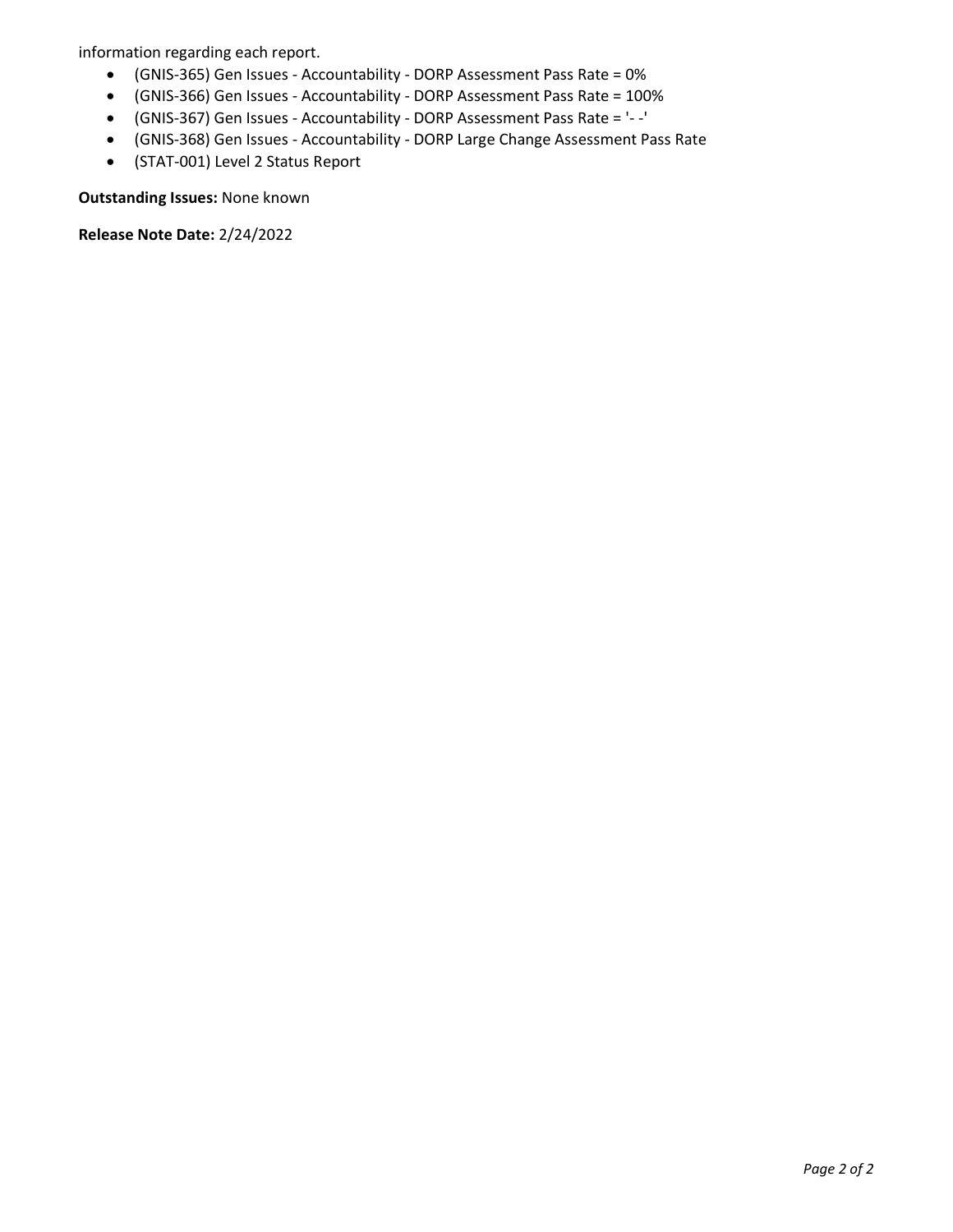information regarding each report.

- (GNIS-365) Gen Issues - Accountability - DORP Assessment Pass Rate = 0%
- (GNIS-366) Gen Issues - Accountability - DORP Assessment Pass Rate = 100%
- (GNIS-367) Gen Issues - Accountability - DORP Assessment Pass Rate = '- -'
- (GNIS-368) Gen Issues - Accountability - DORP Large Change Assessment Pass Rate
- (STAT-001) Level 2 Status Report

**Outstanding Issues:** None known

**Release Note Date:** 2/24/2022